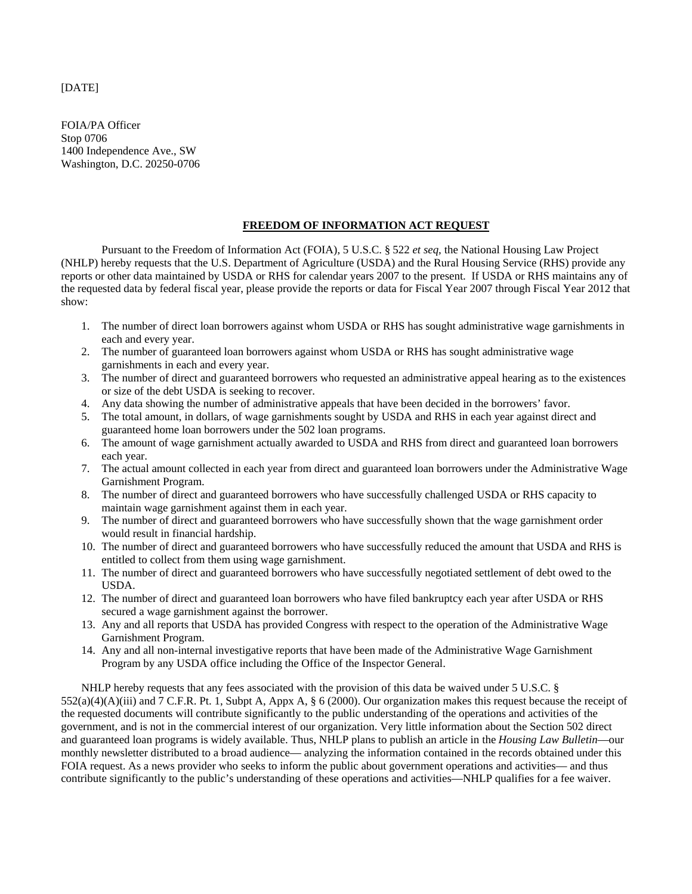[DATE]

FOIA/PA Officer
Stop 0706
1400 Independence Ave., SW
Washington, D.C. 20250-0706

**FREEDOM OF INFORMATION ACT REQUEST**

Pursuant to the Freedom of Information Act (FOIA), 5 U.S.C. § 522 *et seq,* the National Housing Law Project (NHLP) hereby requests that the U.S. Department of Agriculture (USDA) and the Rural Housing Service (RHS) provide any reports or other data maintained by USDA or RHS for calendar years 2007 to the present. If USDA or RHS maintains any of the requested data by federal fiscal year, please provide the reports or data for Fiscal Year 2007 through Fiscal Year 2012 that show:

1. The number of direct loan borrowers against whom USDA or RHS has sought administrative wage garnishments in each and every year.
2. The number of guaranteed loan borrowers against whom USDA or RHS has sought administrative wage garnishments in each and every year.
3. The number of direct and guaranteed borrowers who requested an administrative appeal hearing as to the existences or size of the debt USDA is seeking to recover.
4. Any data showing the number of administrative appeals that have been decided in the borrowers' favor.
5. The total amount, in dollars, of wage garnishments sought by USDA and RHS in each year against direct and guaranteed home loan borrowers under the 502 loan programs.
6. The amount of wage garnishment actually awarded to USDA and RHS from direct and guaranteed loan borrowers each year.
7. The actual amount collected in each year from direct and guaranteed loan borrowers under the Administrative Wage Garnishment Program.
8. The number of direct and guaranteed borrowers who have successfully challenged USDA or RHS capacity to maintain wage garnishment against them in each year.
9. The number of direct and guaranteed borrowers who have successfully shown that the wage garnishment order would result in financial hardship.
10. The number of direct and guaranteed borrowers who have successfully reduced the amount that USDA and RHS is entitled to collect from them using wage garnishment.
11. The number of direct and guaranteed borrowers who have successfully negotiated settlement of debt owed to the USDA.
12. The number of direct and guaranteed loan borrowers who have filed bankruptcy each year after USDA or RHS secured a wage garnishment against the borrower.
13. Any and all reports that USDA has provided Congress with respect to the operation of the Administrative Wage Garnishment Program.
14. Any and all non-internal investigative reports that have been made of the Administrative Wage Garnishment Program by any USDA office including the Office of the Inspector General.

NHLP hereby requests that any fees associated with the provision of this data be waived under 5 U.S.C. § 552(a)(4)(A)(iii) and 7 C.F.R. Pt. 1, Subpt A, Appx A, § 6 (2000). Our organization makes this request because the receipt of the requested documents will contribute significantly to the public understanding of the operations and activities of the government, and is not in the commercial interest of our organization. Very little information about the Section 502 direct and guaranteed loan programs is widely available. Thus, NHLP plans to publish an article in the *Housing Law Bulletin*—our monthly newsletter distributed to a broad audience— analyzing the information contained in the records obtained under this FOIA request. As a news provider who seeks to inform the public about government operations and activities— and thus contribute significantly to the public's understanding of these operations and activities—NHLP qualifies for a fee waiver.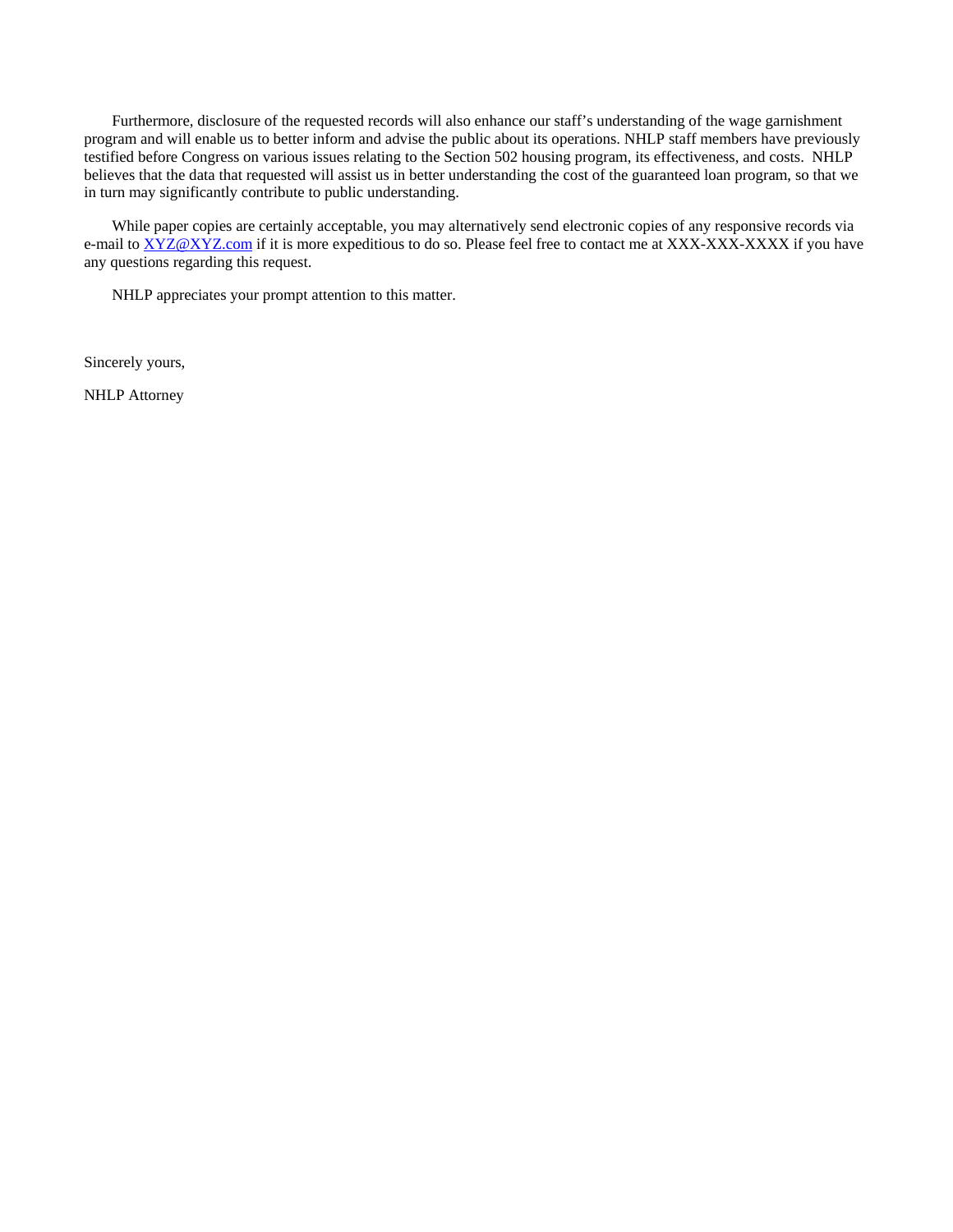Furthermore, disclosure of the requested records will also enhance our staff's understanding of the wage garnishment program and will enable us to better inform and advise the public about its operations. NHLP staff members have previously testified before Congress on various issues relating to the Section 502 housing program, its effectiveness, and costs. NHLP believes that the data that requested will assist us in better understanding the cost of the guaranteed loan program, so that we in turn may significantly contribute to public understanding.

While paper copies are certainly acceptable, you may alternatively send electronic copies of any responsive records via e-mail to XYZ@XYZ.com if it is more expeditious to do so. Please feel free to contact me at XXX-XXX-XXXX if you have any questions regarding this request.

NHLP appreciates your prompt attention to this matter.

Sincerely yours,

NHLP Attorney